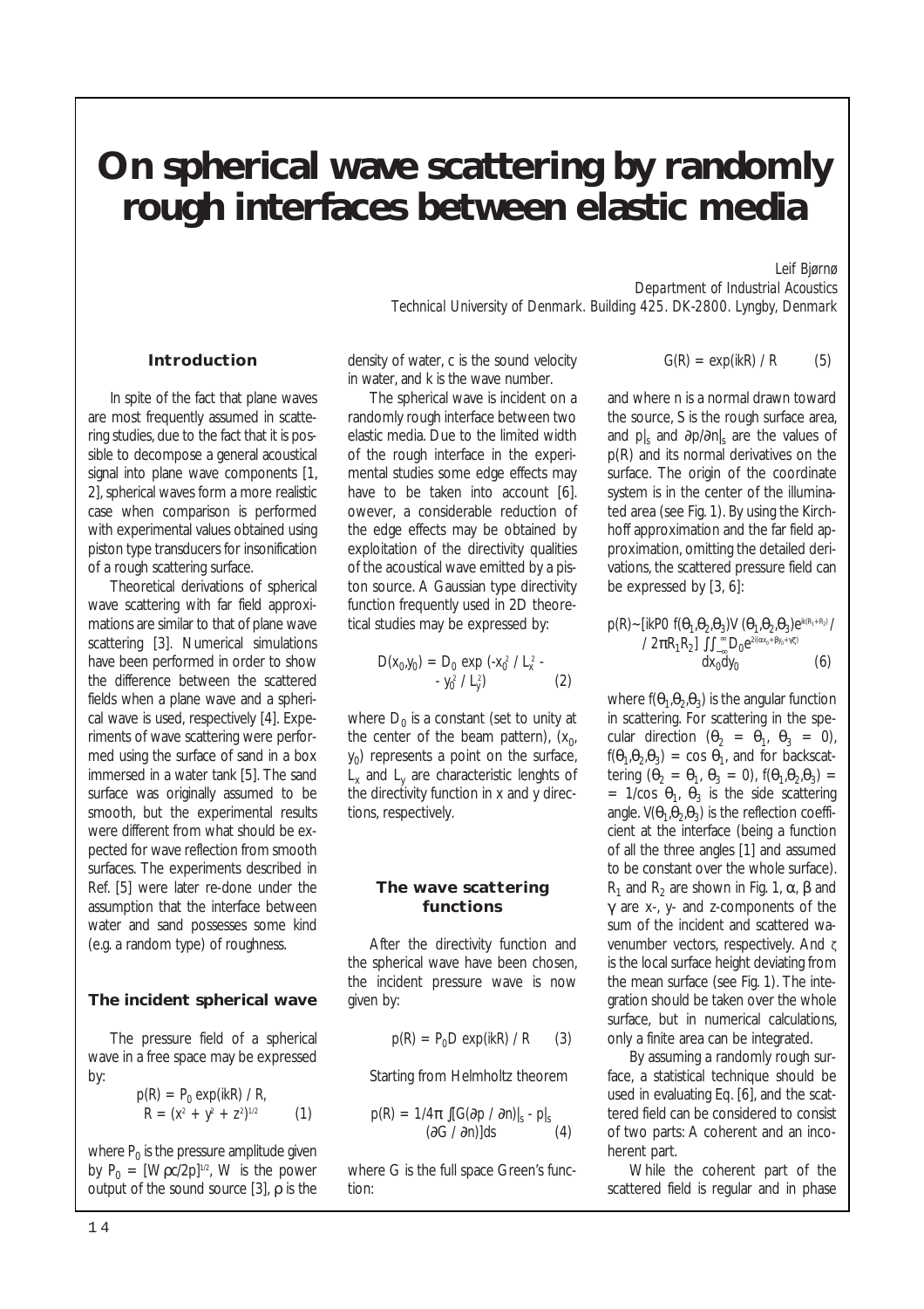# On spherical wave scattering by randomly rough interfaces between elastic media

*Leif Bjørnø*
*Department of Industrial Acoustics*
*Technical University of Denmark. Building 425. DK-2800. Lyngby, Denmark*

## Introduction

In spite of the fact that plane waves are most frequently assumed in scattering studies, due to the fact that it is possible to decompose a general acoustical signal into plane wave components [1, 2], spherical waves form a more realistic case when comparison is performed with experimental values obtained using piston type transducers for insonification of a rough scattering surface.

Theoretical derivations of spherical wave scattering with far field approximations are similar to that of plane wave scattering [3]. Numerical simulations have been performed in order to show the difference between the scattered fields when a plane wave and a spherical wave is used, respectively [4]. Experiments of wave scattering were performed using the surface of sand in a box immersed in a water tank [5]. The sand surface was originally assumed to be smooth, but the experimental results were different from what should be expected for wave reflection from smooth surfaces. The experiments described in Ref. [5] were later re-done under the assumption that the interface between water and sand possesses some kind (e.g. a random type) of roughness.

## The incident spherical wave

The pressure field of a spherical wave in a free space may be expressed by:

$$p(R) = P_0 \exp(ikR) / R, \quad R = (x^2 + y^2 + z^2)^{1/2} \qquad (1)$$

where $P_0$ is the pressure amplitude given by $P_0 = [W\rho c/2p]^{1/2}$, W is the power output of the sound source [3], $\rho$ is the density of water, c is the sound velocity in water, and k is the wave number.

The spherical wave is incident on a randomly rough interface between two elastic media. Due to the limited width of the rough interface in the experimental studies some edge effects may have to be taken into account [6]. owever, a considerable reduction of the edge effects may be obtained by exploitation of the directivity qualities of the acoustical wave emitted by a piston source. A Gaussian type directivity function frequently used in 2D theoretical studies may be expressed by:

$$D(x_0,y_0) = D_0 \exp(-x_0^2 / L_x^2 - y_0^2 / L_y^2) \qquad (2)$$

where $D_0$ is a constant (set to unity at the center of the beam pattern), $(x_0, y_0)$ represents a point on the surface, $L_x$ and $L_y$ are characteristic lenghts of the directivity function in x and y directions, respectively.

## The wave scattering functions

After the directivity function and the spherical wave have been chosen, the incident pressure wave is now given by:

$$p(R) = P_0 D \exp(ikR) / R \qquad (3)$$

Starting from Helmholtz theorem

$$p(R) = 1/4\pi \int[G(\partial p / \partial n)|_s - p|_s (\partial G / \partial n)]ds \qquad (4)$$

where G is the full space Green's function:

$$G(R) = \exp(ikR) / R \qquad (5)$$

and where n is a normal drawn toward the source, S is the rough surface area, and $p|_s$ and $\partial p/\partial n|_s$ are the values of p(R) and its normal derivatives on the surface. The origin of the coordinate system is in the center of the illuminated area (see Fig. 1). By using the Kirchhoff approximation and the far field approximation, omitting the detailed derivations, the scattered pressure field can be expressed by [3, 6]:

$$p(R) \sim [ikP0\, f(\theta_1,\theta_2,\theta_3) V(\theta_1,\theta_2,\theta_3) e^{ik(R_1+R_2)} / 2\pi R_1 R_2] \iint_{-\infty}^{\infty} D_0 e^{2i(\alpha x_0 + \beta y_0 + \gamma\zeta)} dx_0 dy_0 \qquad (6)$$

where $f(\theta_1,\theta_2,\theta_3)$ is the angular function in scattering. For scattering in the specular direction ($\theta_2 = \theta_1$, $\theta_3 = 0$), $f(\theta_1,\theta_2,\theta_3) = \cos\theta_1$, and for backscattering ($\theta_2 = \theta_1$, $\theta_3 = 0$), $f(\theta_1,\theta_2,\theta_3) = 1/\cos\theta_1$, $\theta_3$ is the side scattering angle. $V(\theta_1,\theta_2,\theta_3)$ is the reflection coefficient at the interface (being a function of all the three angles [1] and assumed to be constant over the whole surface). $R_1$ and $R_2$ are shown in Fig. 1, $\alpha$, $\beta$ and $\gamma$ are x-, y- and z-components of the sum of the incident and scattered wavenumber vectors, respectively. And $\zeta$ is the local surface height deviating from the mean surface (see Fig. 1). The integration should be taken over the whole surface, but in numerical calculations, only a finite area can be integrated.

By assuming a randomly rough surface, a statistical technique should be used in evaluating Eq. [6], and the scattered field can be considered to consist of two parts: A coherent and an incoherent part.

While the coherent part of the scattered field is regular and in phase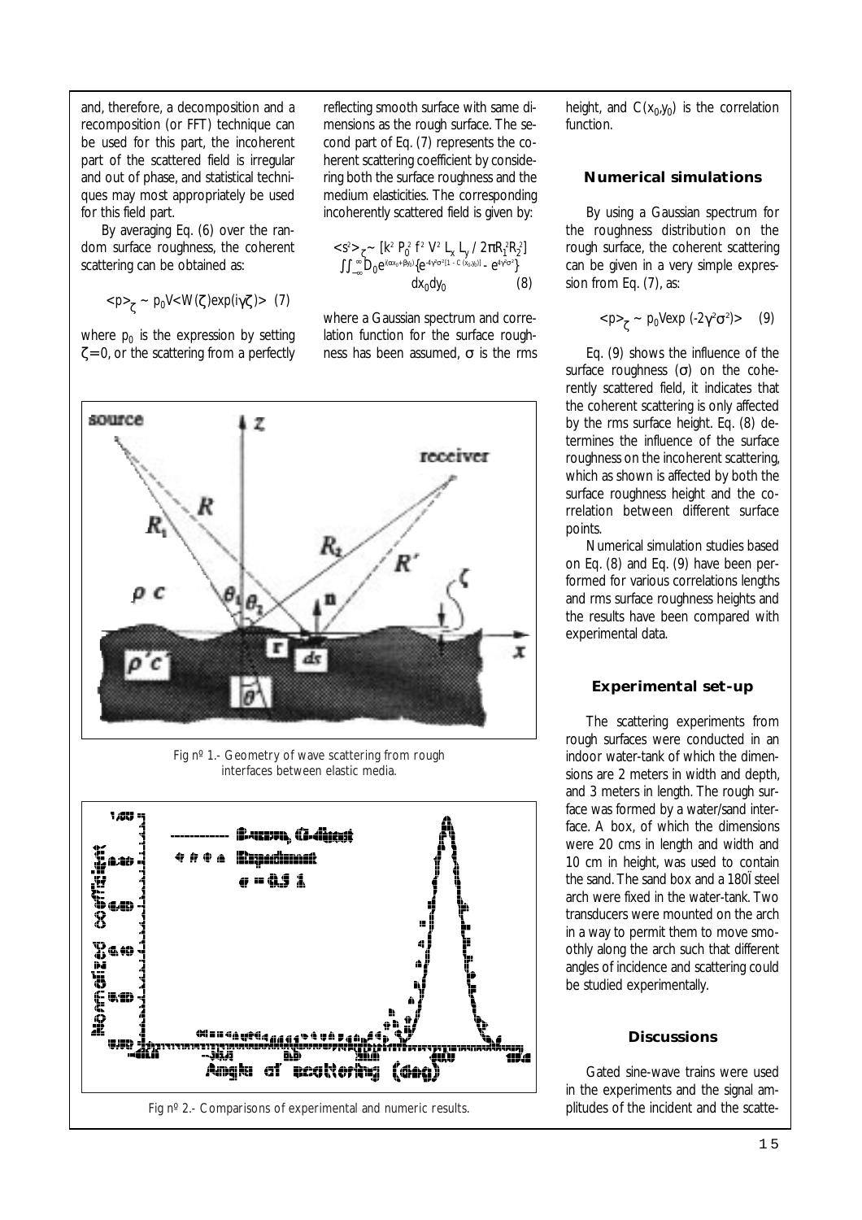and, therefore, a decomposition and a recomposition (or FFT) technique can be used for this part, the incoherent part of the scattered field is irregular and out of phase, and statistical techniques may most appropriately be used for this field part.

By averaging Eq. (6) over the random surface roughness, the coherent scattering can be obtained as:

$$<p>_{\zeta} \sim p_0 V<W(\zeta)\exp(i\gamma\zeta)> \quad (7)$$

where $p_0$ is the expression by setting $\zeta=0$, or the scattering from a perfectly reflecting smooth surface with same dimensions as the rough surface. The second part of Eq. (7) represents the coherent scattering coefficient by considering both the surface roughness and the medium elasticities. The corresponding incoherently scattered field is given by:

$$<s^2>_{\zeta} \sim [k^2 P_0^2 f^2 V^2 L_x L_y / 2\pi R_1^2 R_2^2] \iint_{-\infty}^{\infty} D_0 e^{i(\alpha x_0 + \beta y_0)} \{e^{-4\gamma^2\sigma^2[1 - C(x_0,y_0)]} - e^{4\gamma^2\sigma^2}\} dx_0 dy_0 \quad (8)$$

where a Gaussian spectrum and correlation function for the surface roughness has been assumed, $\sigma$ is the rms height, and $C(x_0,y_0)$ is the correlation function.

Fig nº 1.- Geometry of wave scattering from rough interfaces between elastic media.

Fig nº 2.- Comparisons of experimental and numeric results.

## Numerical simulations

By using a Gaussian spectrum for the roughness distribution on the rough surface, the coherent scattering can be given in a very simple expression from Eq. (7), as:

$$<p>_{\zeta} \sim p_0 V\exp(-2\gamma^2\sigma^2)> \quad (9)$$

Eq. (9) shows the influence of the surface roughness ($\sigma$) on the coherently scattered field, it indicates that the coherent scattering is only affected by the rms surface height. Eq. (8) determines the influence of the surface roughness on the incoherent scattering, which as shown is affected by both the surface roughness height and the correlation between different surface points.

Numerical simulation studies based on Eq. (8) and Eq. (9) have been performed for various correlations lengths and rms surface roughness heights and the results have been compared with experimental data.

## Experimental set-up

The scattering experiments from rough surfaces were conducted in an indoor water-tank of which the dimensions are 2 meters in width and depth, and 3 meters in length. The rough surface was formed by a water/sand interface. A box, of which the dimensions were 20 cms in length and width and 10 cm in height, was used to contain the sand. The sand box and a 180º steel arch were fixed in the water-tank. Two transducers were mounted on the arch in a way to permit them to move smoothly along the arch such that different angles of incidence and scattering could be studied experimentally.

## Discussions

Gated sine-wave trains were used in the experiments and the signal amplitudes of the incident and the scatte-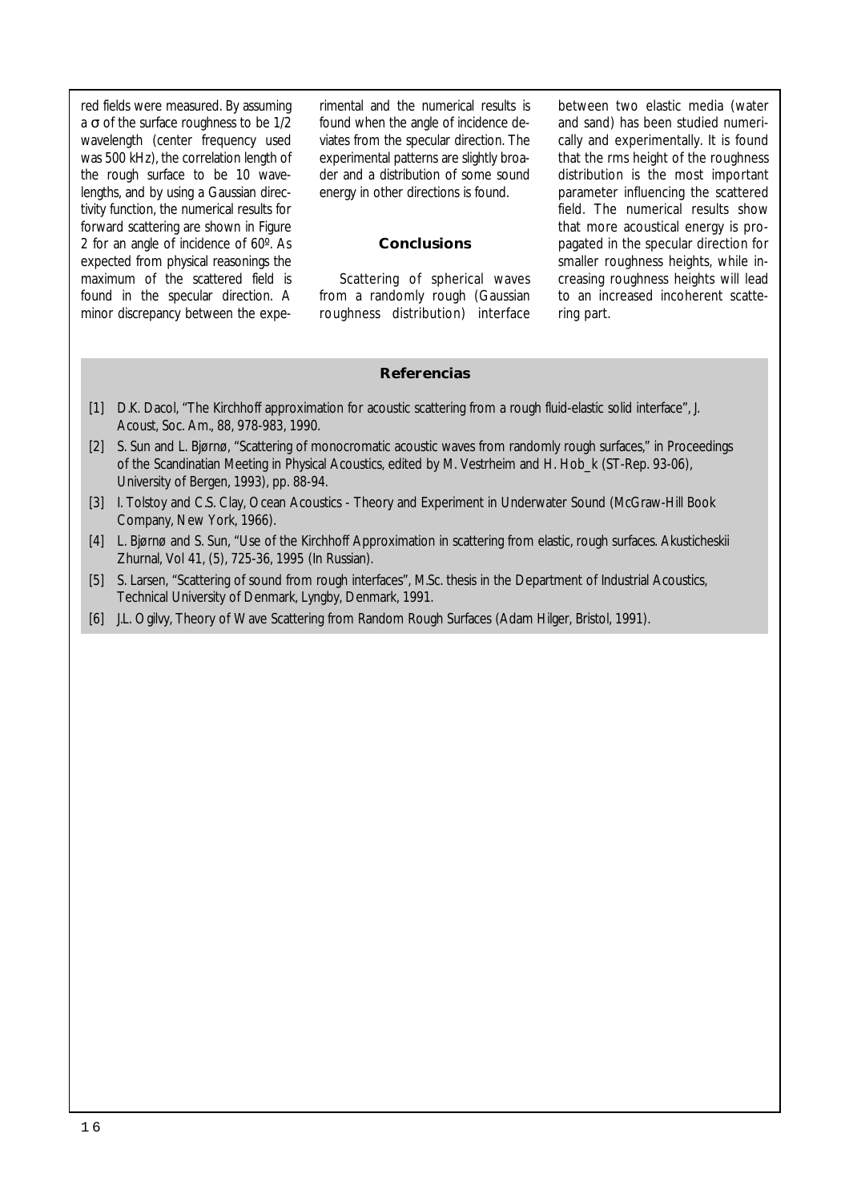red fields were measured. By assuming a σ of the surface roughness to be 1/2 wavelength (center frequency used was 500 kHz), the correlation length of the rough surface to be 10 wavelengths, and by using a Gaussian directivity function, the numerical results for forward scattering are shown in Figure 2 for an angle of incidence of 60º. As expected from physical reasonings the maximum of the scattered field is found in the specular direction. A minor discrepancy between the experimental and the numerical results is found when the angle of incidence deviates from the specular direction. The experimental patterns are slightly broader and a distribution of some sound energy in other directions is found.

## Conclusions

Scattering of spherical waves from a randomly rough (Gaussian roughness distribution) interface between two elastic media (water and sand) has been studied numerically and experimentally. It is found that the rms height of the roughness distribution is the most important parameter influencing the scattered field. The numerical results show that more acoustical energy is propagated in the specular direction for smaller roughness heights, while increasing roughness heights will lead to an increased incoherent scattering part.

## Referencias

[1] D.K. Dacol, "The Kirchhoff approximation for acoustic scattering from a rough fluid-elastic solid interface", J. Acoust, Soc. Am., 88, 978-983, 1990.

[2] S. Sun and L. Bjørnø, "Scattering of monocromatic acoustic waves from randomly rough surfaces," in Proceedings of the Scandinatian Meeting in Physical Acoustics, edited by M. Vestrheim and H. Hob_k (ST-Rep. 93-06), University of Bergen, 1993), pp. 88-94.

[3] I. Tolstoy and C.S. Clay, Ocean Acoustics - Theory and Experiment in Underwater Sound (McGraw-Hill Book Company, New York, 1966).

[4] L. Bjørnø and S. Sun, "Use of the Kirchhoff Approximation in scattering from elastic, rough surfaces. Akusticheskii Zhurnal, Vol 41, (5), 725-36, 1995 (In Russian).

[5] S. Larsen, "Scattering of sound from rough interfaces", M.Sc. thesis in the Department of Industrial Acoustics, Technical University of Denmark, Lyngby, Denmark, 1991.

[6] J.L. Ogilvy, Theory of Wave Scattering from Random Rough Surfaces (Adam Hilger, Bristol, 1991).